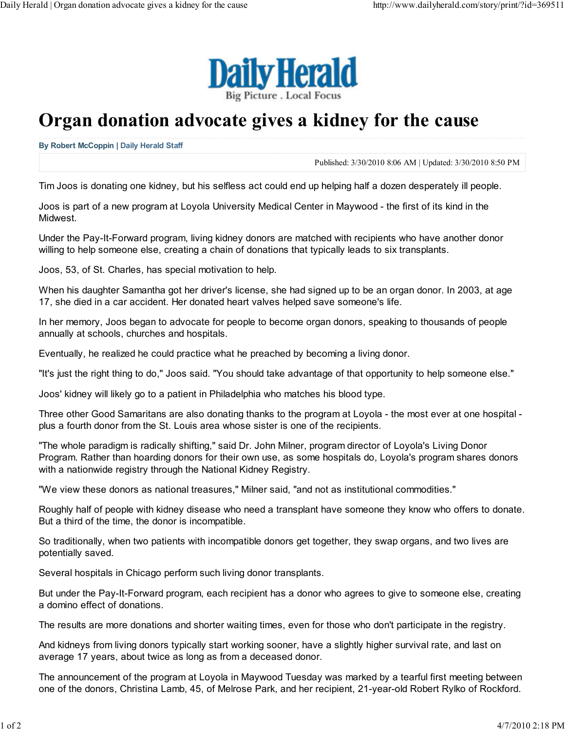Daily Herald
Big Picture . Local Focus

# Organ donation advocate gives a kidney for the cause

**By Robert McCoppin | Daily Herald Staff**

Published: 3/30/2010 8:06 AM | Updated: 3/30/2010 8:50 PM

Tim Joos is donating one kidney, but his selfless act could end up helping half a dozen desperately ill people.

Joos is part of a new program at Loyola University Medical Center in Maywood - the first of its kind in the Midwest.

Under the Pay-It-Forward program, living kidney donors are matched with recipients who have another donor willing to help someone else, creating a chain of donations that typically leads to six transplants.

Joos, 53, of St. Charles, has special motivation to help.

When his daughter Samantha got her driver's license, she had signed up to be an organ donor. In 2003, at age 17, she died in a car accident. Her donated heart valves helped save someone's life.

In her memory, Joos began to advocate for people to become organ donors, speaking to thousands of people annually at schools, churches and hospitals.

Eventually, he realized he could practice what he preached by becoming a living donor.

"It's just the right thing to do," Joos said. "You should take advantage of that opportunity to help someone else."

Joos' kidney will likely go to a patient in Philadelphia who matches his blood type.

Three other Good Samaritans are also donating thanks to the program at Loyola - the most ever at one hospital - plus a fourth donor from the St. Louis area whose sister is one of the recipients.

"The whole paradigm is radically shifting," said Dr. John Milner, program director of Loyola's Living Donor Program. Rather than hoarding donors for their own use, as some hospitals do, Loyola's program shares donors with a nationwide registry through the National Kidney Registry.

"We view these donors as national treasures," Milner said, "and not as institutional commodities."

Roughly half of people with kidney disease who need a transplant have someone they know who offers to donate. But a third of the time, the donor is incompatible.

So traditionally, when two patients with incompatible donors get together, they swap organs, and two lives are potentially saved.

Several hospitals in Chicago perform such living donor transplants.

But under the Pay-It-Forward program, each recipient has a donor who agrees to give to someone else, creating a domino effect of donations.

The results are more donations and shorter waiting times, even for those who don't participate in the registry.

And kidneys from living donors typically start working sooner, have a slightly higher survival rate, and last on average 17 years, about twice as long as from a deceased donor.

The announcement of the program at Loyola in Maywood Tuesday was marked by a tearful first meeting between one of the donors, Christina Lamb, 45, of Melrose Park, and her recipient, 21-year-old Robert Rylko of Rockford.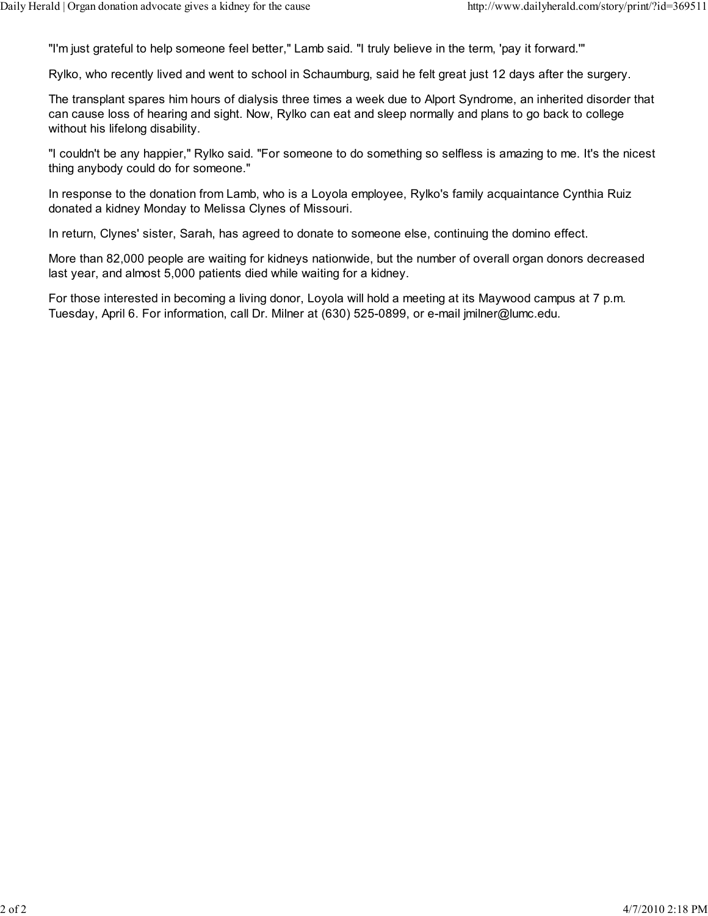"I'm just grateful to help someone feel better," Lamb said. "I truly believe in the term, 'pay it forward.'"

Rylko, who recently lived and went to school in Schaumburg, said he felt great just 12 days after the surgery.

The transplant spares him hours of dialysis three times a week due to Alport Syndrome, an inherited disorder that can cause loss of hearing and sight. Now, Rylko can eat and sleep normally and plans to go back to college without his lifelong disability.

"I couldn't be any happier," Rylko said. "For someone to do something so selfless is amazing to me. It's the nicest thing anybody could do for someone."

In response to the donation from Lamb, who is a Loyola employee, Rylko's family acquaintance Cynthia Ruiz donated a kidney Monday to Melissa Clynes of Missouri.

In return, Clynes' sister, Sarah, has agreed to donate to someone else, continuing the domino effect.

More than 82,000 people are waiting for kidneys nationwide, but the number of overall organ donors decreased last year, and almost 5,000 patients died while waiting for a kidney.

For those interested in becoming a living donor, Loyola will hold a meeting at its Maywood campus at 7 p.m. Tuesday, April 6. For information, call Dr. Milner at (630) 525-0899, or e-mail jmilner@lumc.edu.